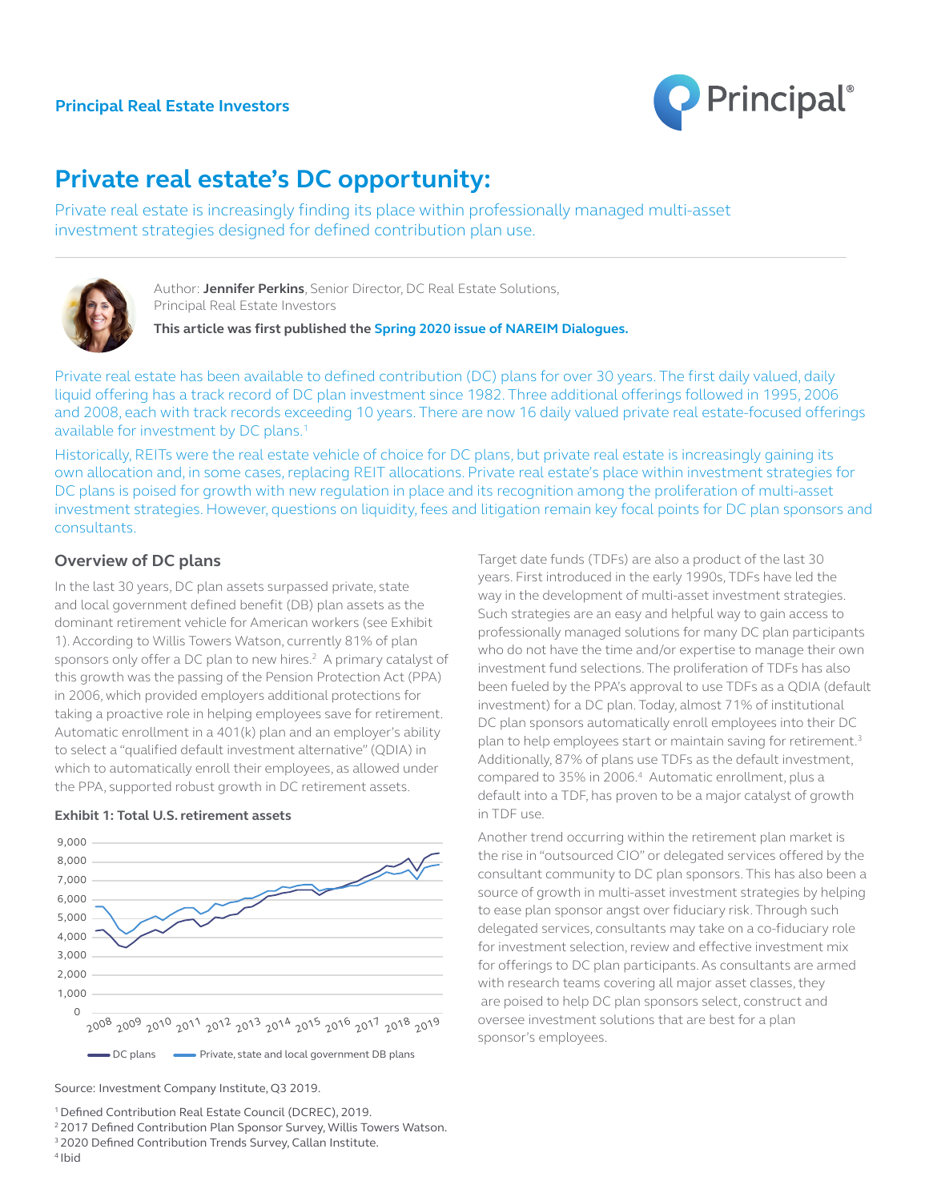Principal Real Estate Investors

# Private real estate's DC opportunity:

Private real estate is increasingly finding its place within professionally managed multi-asset investment strategies designed for defined contribution plan use.

Author: **Jennifer Perkins**, Senior Director, DC Real Estate Solutions, Principal Real Estate Investors

**This article was first published the Spring 2020 issue of NAREIM Dialogues.**

Private real estate has been available to defined contribution (DC) plans for over 30 years. The first daily valued, daily liquid offering has a track record of DC plan investment since 1982. Three additional offerings followed in 1995, 2006 and 2008, each with track records exceeding 10 years. There are now 16 daily valued private real estate-focused offerings available for investment by DC plans.[1]

Historically, REITs were the real estate vehicle of choice for DC plans, but private real estate is increasingly gaining its own allocation and, in some cases, replacing REIT allocations. Private real estate's place within investment strategies for DC plans is poised for growth with new regulation in place and its recognition among the proliferation of multi-asset investment strategies. However, questions on liquidity, fees and litigation remain key focal points for DC plan sponsors and consultants.

## Overview of DC plans

In the last 30 years, DC plan assets surpassed private, state and local government defined benefit (DB) plan assets as the dominant retirement vehicle for American workers (see Exhibit 1). According to Willis Towers Watson, currently 81% of plan sponsors only offer a DC plan to new hires.[2] A primary catalyst of this growth was the passing of the Pension Protection Act (PPA) in 2006, which provided employers additional protections for taking a proactive role in helping employees save for retirement. Automatic enrollment in a 401(k) plan and an employer's ability to select a "qualified default investment alternative" (QDIA) in which to automatically enroll their employees, as allowed under the PPA, supported robust growth in DC retirement assets.

**Exhibit 1: Total U.S. retirement assets**

DC plans | Private, state and local government DB plans

Source: Investment Company Institute, Q3 2019.

Target date funds (TDFs) are also a product of the last 30 years. First introduced in the early 1990s, TDFs have led the way in the development of multi-asset investment strategies. Such strategies are an easy and helpful way to gain access to professionally managed solutions for many DC plan participants who do not have the time and/or expertise to manage their own investment fund selections. The proliferation of TDFs has also been fueled by the PPA's approval to use TDFs as a QDIA (default investment) for a DC plan. Today, almost 71% of institutional DC plan sponsors automatically enroll employees into their DC plan to help employees start or maintain saving for retirement.[3] Additionally, 87% of plans use TDFs as the default investment, compared to 35% in 2006.[4] Automatic enrollment, plus a default into a TDF, has proven to be a major catalyst of growth in TDF use.

Another trend occurring within the retirement plan market is the rise in "outsourced CIO" or delegated services offered by the consultant community to DC plan sponsors. This has also been a source of growth in multi-asset investment strategies by helping to ease plan sponsor angst over fiduciary risk. Through such delegated services, consultants may take on a co-fiduciary role for investment selection, review and effective investment mix for offerings to DC plan participants. As consultants are armed with research teams covering all major asset classes, they are poised to help DC plan sponsors select, construct and oversee investment solutions that are best for a plan sponsor's employees.

[1] Defined Contribution Real Estate Council (DCREC), 2019.
[2] 2017 Defined Contribution Plan Sponsor Survey, Willis Towers Watson.
[3] 2020 Defined Contribution Trends Survey, Callan Institute.
[4] Ibid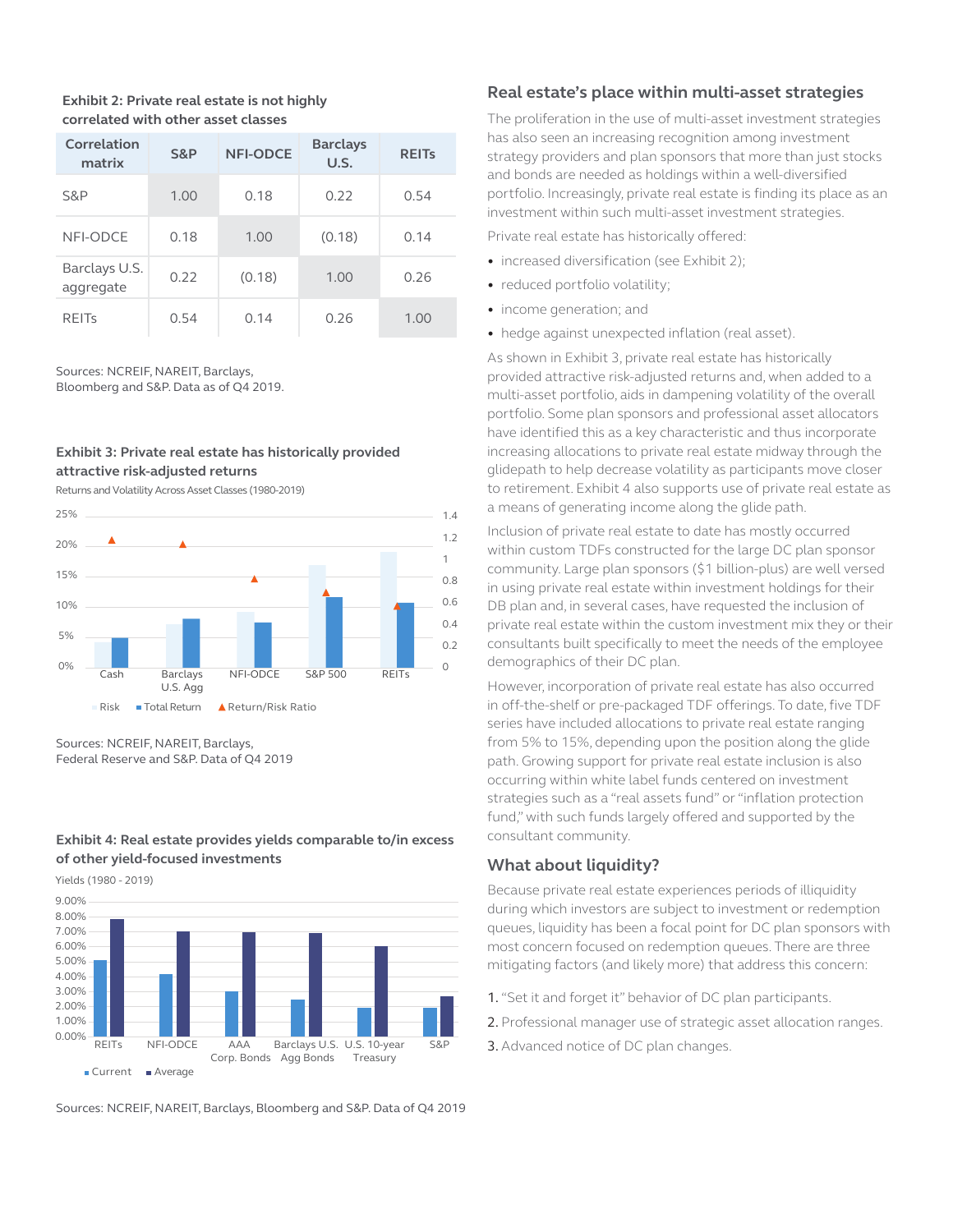**Exhibit 2: Private real estate is not highly correlated with other asset classes**

| Correlation matrix | S&P | NFI-ODCE | Barclays U.S. | REITs |
|---|---|---|---|---|
| S&P | 1.00 | 0.18 | 0.22 | 0.54 |
| NFI-ODCE | 0.18 | 1.00 | (0.18) | 0.14 |
| Barclays U.S. aggregate | 0.22 | (0.18) | 1.00 | 0.26 |
| REITs | 0.54 | 0.14 | 0.26 | 1.00 |

Sources: NCREIF, NAREIT, Barclays, Bloomberg and S&P. Data as of Q4 2019.

**Exhibit 3: Private real estate has historically provided attractive risk-adjusted returns**

Returns and Volatility Across Asset Classes (1980-2019)

Sources: NCREIF, NAREIT, Barclays, Federal Reserve and S&P. Data of Q4 2019

**Exhibit 4: Real estate provides yields comparable to/in excess of other yield-focused investments**

Yields (1980 - 2019)

Sources: NCREIF, NAREIT, Barclays, Bloomberg and S&P. Data of Q4 2019

## Real estate's place within multi-asset strategies

The proliferation in the use of multi-asset investment strategies has also seen an increasing recognition among investment strategy providers and plan sponsors that more than just stocks and bonds are needed as holdings within a well-diversified portfolio. Increasingly, private real estate is finding its place as an investment within such multi-asset investment strategies.

Private real estate has historically offered:

- increased diversification (see Exhibit 2);
- reduced portfolio volatility;
- income generation; and
- hedge against unexpected inflation (real asset).

As shown in Exhibit 3, private real estate has historically provided attractive risk-adjusted returns and, when added to a multi-asset portfolio, aids in dampening volatility of the overall portfolio. Some plan sponsors and professional asset allocators have identified this as a key characteristic and thus incorporate increasing allocations to private real estate midway through the glidepath to help decrease volatility as participants move closer to retirement. Exhibit 4 also supports use of private real estate as a means of generating income along the glide path.

Inclusion of private real estate to date has mostly occurred within custom TDFs constructed for the large DC plan sponsor community. Large plan sponsors ($1 billion-plus) are well versed in using private real estate within investment holdings for their DB plan and, in several cases, have requested the inclusion of private real estate within the custom investment mix they or their consultants built specifically to meet the needs of the employee demographics of their DC plan.

However, incorporation of private real estate has also occurred in off-the-shelf or pre-packaged TDF offerings. To date, five TDF series have included allocations to private real estate ranging from 5% to 15%, depending upon the position along the glide path. Growing support for private real estate inclusion is also occurring within white label funds centered on investment strategies such as a "real assets fund" or "inflation protection fund," with such funds largely offered and supported by the consultant community.

## What about liquidity?

Because private real estate experiences periods of illiquidity during which investors are subject to investment or redemption queues, liquidity has been a focal point for DC plan sponsors with most concern focused on redemption queues. There are three mitigating factors (and likely more) that address this concern:

1. "Set it and forget it" behavior of DC plan participants.
2. Professional manager use of strategic asset allocation ranges.
3. Advanced notice of DC plan changes.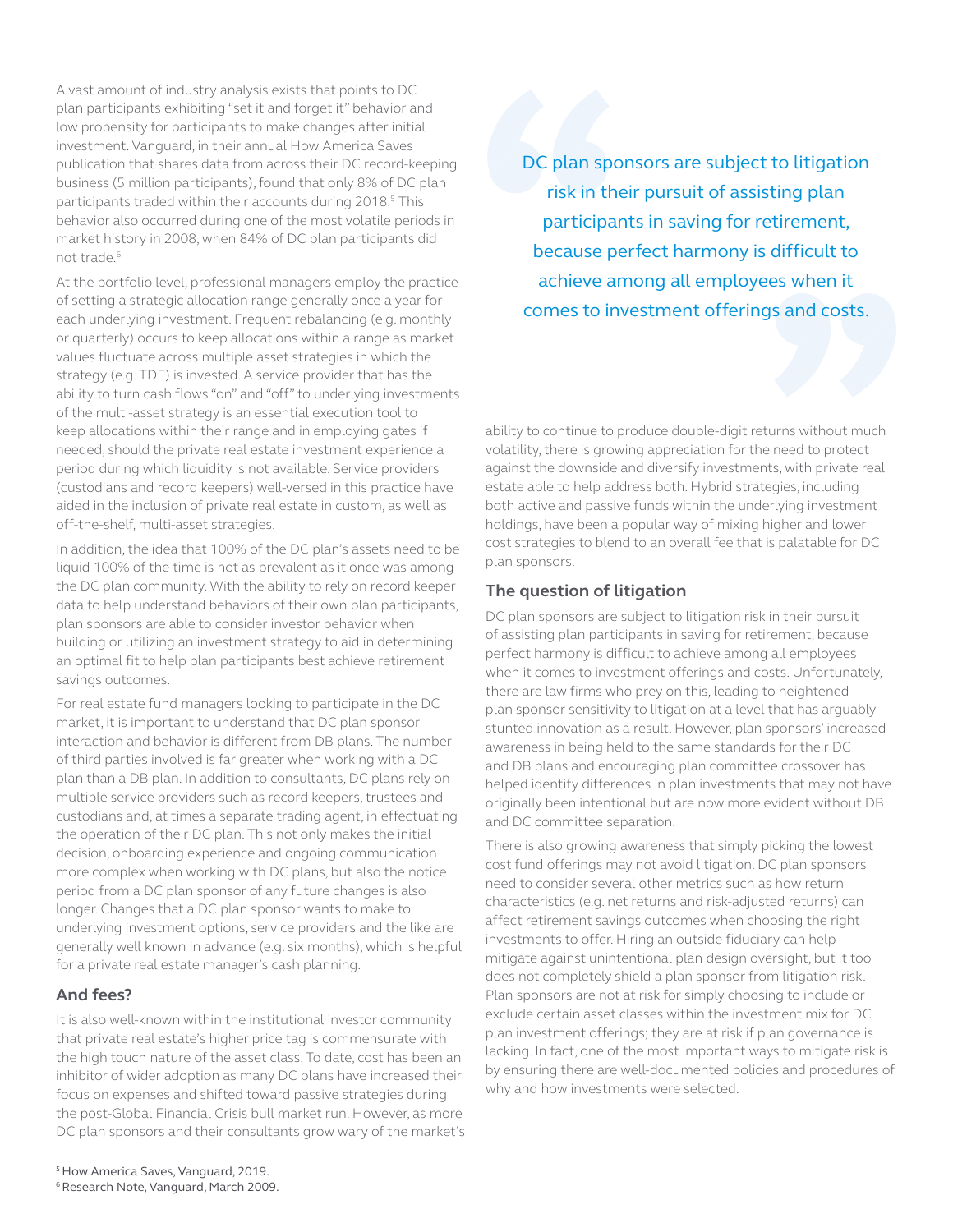A vast amount of industry analysis exists that points to DC plan participants exhibiting "set it and forget it" behavior and low propensity for participants to make changes after initial investment. Vanguard, in their annual How America Saves publication that shares data from across their DC record-keeping business (5 million participants), found that only 8% of DC plan participants traded within their accounts during 2018.[5] This behavior also occurred during one of the most volatile periods in market history in 2008, when 84% of DC plan participants did not trade.[6]

At the portfolio level, professional managers employ the practice of setting a strategic allocation range generally once a year for each underlying investment. Frequent rebalancing (e.g. monthly or quarterly) occurs to keep allocations within a range as market values fluctuate across multiple asset strategies in which the strategy (e.g. TDF) is invested. A service provider that has the ability to turn cash flows "on" and "off" to underlying investments of the multi-asset strategy is an essential execution tool to keep allocations within their range and in employing gates if needed, should the private real estate investment experience a period during which liquidity is not available. Service providers (custodians and record keepers) well-versed in this practice have aided in the inclusion of private real estate in custom, as well as off-the-shelf, multi-asset strategies.

In addition, the idea that 100% of the DC plan's assets need to be liquid 100% of the time is not as prevalent as it once was among the DC plan community. With the ability to rely on record keeper data to help understand behaviors of their own plan participants, plan sponsors are able to consider investor behavior when building or utilizing an investment strategy to aid in determining an optimal fit to help plan participants best achieve retirement savings outcomes.

For real estate fund managers looking to participate in the DC market, it is important to understand that DC plan sponsor interaction and behavior is different from DB plans. The number of third parties involved is far greater when working with a DC plan than a DB plan. In addition to consultants, DC plans rely on multiple service providers such as record keepers, trustees and custodians and, at times a separate trading agent, in effectuating the operation of their DC plan. This not only makes the initial decision, onboarding experience and ongoing communication more complex when working with DC plans, but also the notice period from a DC plan sponsor of any future changes is also longer. Changes that a DC plan sponsor wants to make to underlying investment options, service providers and the like are generally well known in advance (e.g. six months), which is helpful for a private real estate manager's cash planning.

## And fees?

It is also well-known within the institutional investor community that private real estate's higher price tag is commensurate with the high touch nature of the asset class. To date, cost has been an inhibitor of wider adoption as many DC plans have increased their focus on expenses and shifted toward passive strategies during the post-Global Financial Crisis bull market run. However, as more DC plan sponsors and their consultants grow wary of the market's ability to continue to produce double-digit returns without much volatility, there is growing appreciation for the need to protect against the downside and diversify investments, with private real estate able to help address both. Hybrid strategies, including both active and passive funds within the underlying investment holdings, have been a popular way of mixing higher and lower cost strategies to blend to an overall fee that is palatable for DC plan sponsors.

> DC plan sponsors are subject to litigation risk in their pursuit of assisting plan participants in saving for retirement, because perfect harmony is difficult to achieve among all employees when it comes to investment offerings and costs.

## The question of litigation

DC plan sponsors are subject to litigation risk in their pursuit of assisting plan participants in saving for retirement, because perfect harmony is difficult to achieve among all employees when it comes to investment offerings and costs. Unfortunately, there are law firms who prey on this, leading to heightened plan sponsor sensitivity to litigation at a level that has arguably stunted innovation as a result. However, plan sponsors' increased awareness in being held to the same standards for their DC and DB plans and encouraging plan committee crossover has helped identify differences in plan investments that may not have originally been intentional but are now more evident without DB and DC committee separation.

There is also growing awareness that simply picking the lowest cost fund offerings may not avoid litigation. DC plan sponsors need to consider several other metrics such as how return characteristics (e.g. net returns and risk-adjusted returns) can affect retirement savings outcomes when choosing the right investments to offer. Hiring an outside fiduciary can help mitigate against unintentional plan design oversight, but it too does not completely shield a plan sponsor from litigation risk. Plan sponsors are not at risk for simply choosing to include or exclude certain asset classes within the investment mix for DC plan investment offerings; they are at risk if plan governance is lacking. In fact, one of the most important ways to mitigate risk is by ensuring there are well-documented policies and procedures of why and how investments were selected.

[5] How America Saves, Vanguard, 2019.
[6] Research Note, Vanguard, March 2009.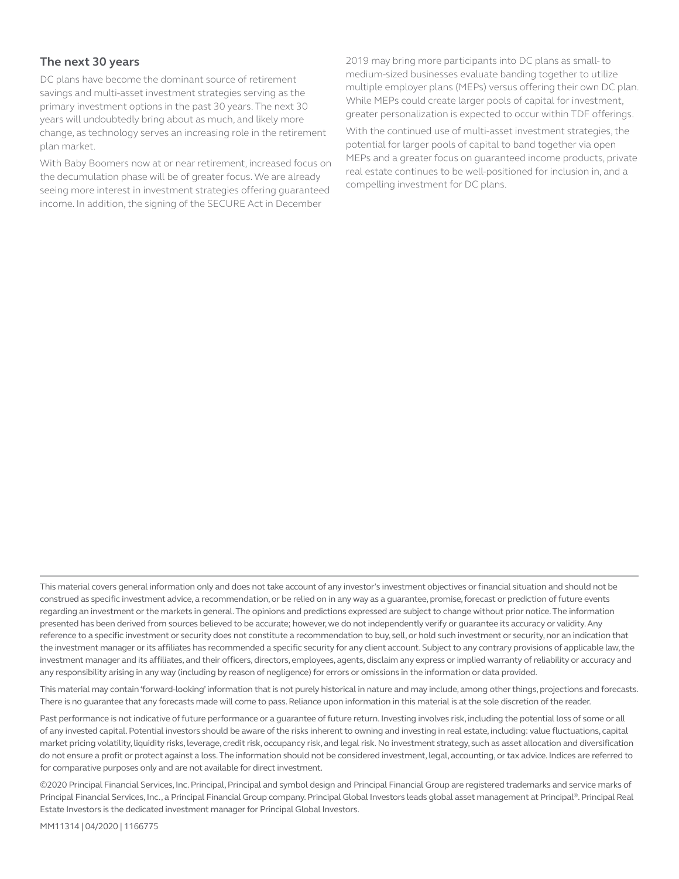## The next 30 years

DC plans have become the dominant source of retirement savings and multi-asset investment strategies serving as the primary investment options in the past 30 years. The next 30 years will undoubtedly bring about as much, and likely more change, as technology serves an increasing role in the retirement plan market.

With Baby Boomers now at or near retirement, increased focus on the decumulation phase will be of greater focus. We are already seeing more interest in investment strategies offering guaranteed income. In addition, the signing of the SECURE Act in December 2019 may bring more participants into DC plans as small- to medium-sized businesses evaluate banding together to utilize multiple employer plans (MEPs) versus offering their own DC plan. While MEPs could create larger pools of capital for investment, greater personalization is expected to occur within TDF offerings.

With the continued use of multi-asset investment strategies, the potential for larger pools of capital to band together via open MEPs and a greater focus on guaranteed income products, private real estate continues to be well-positioned for inclusion in, and a compelling investment for DC plans.

---

This material covers general information only and does not take account of any investor's investment objectives or financial situation and should not be construed as specific investment advice, a recommendation, or be relied on in any way as a guarantee, promise, forecast or prediction of future events regarding an investment or the markets in general. The opinions and predictions expressed are subject to change without prior notice. The information presented has been derived from sources believed to be accurate; however, we do not independently verify or guarantee its accuracy or validity. Any reference to a specific investment or security does not constitute a recommendation to buy, sell, or hold such investment or security, nor an indication that the investment manager or its affiliates has recommended a specific security for any client account. Subject to any contrary provisions of applicable law, the investment manager and its affiliates, and their officers, directors, employees, agents, disclaim any express or implied warranty of reliability or accuracy and any responsibility arising in any way (including by reason of negligence) for errors or omissions in the information or data provided.

This material may contain 'forward-looking' information that is not purely historical in nature and may include, among other things, projections and forecasts. There is no guarantee that any forecasts made will come to pass. Reliance upon information in this material is at the sole discretion of the reader.

Past performance is not indicative of future performance or a guarantee of future return. Investing involves risk, including the potential loss of some or all of any invested capital. Potential investors should be aware of the risks inherent to owning and investing in real estate, including: value fluctuations, capital market pricing volatility, liquidity risks, leverage, credit risk, occupancy risk, and legal risk. No investment strategy, such as asset allocation and diversification do not ensure a profit or protect against a loss. The information should not be considered investment, legal, accounting, or tax advice. Indices are referred to for comparative purposes only and are not available for direct investment.

©2020 Principal Financial Services, Inc. Principal, Principal and symbol design and Principal Financial Group are registered trademarks and service marks of Principal Financial Services, Inc., a Principal Financial Group company. Principal Global Investors leads global asset management at Principal®. Principal Real Estate Investors is the dedicated investment manager for Principal Global Investors.

MM11314 | 04/2020 | 1166775